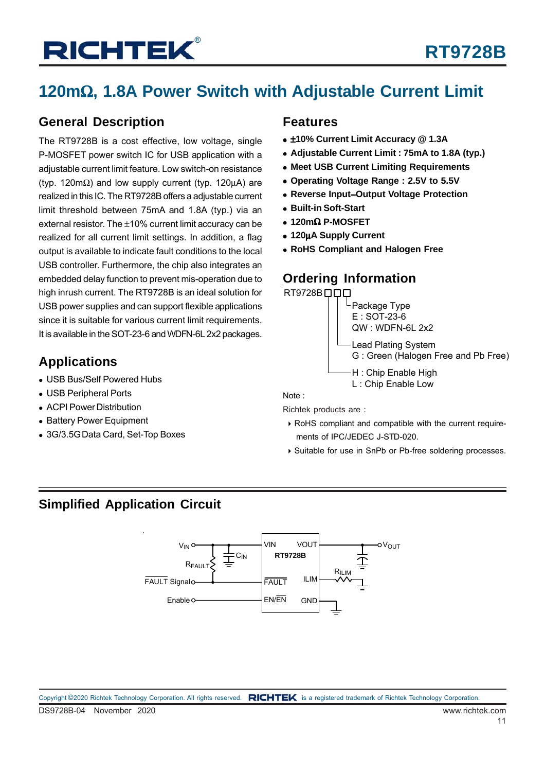# RT9728B

## 120mΩ, 1.8A Power Switch with Adjustable Current Limit

### General Description

The RT9728B is a cost effective, low voltage, single P-MOSFET power switch IC for USB application with a adjustable current limit feature. Low switch-on resistance (typ. 120mΩ) and low supply current (typ. 120μA) are realized in this IC. The RT9728B offers a adjustable current limit threshold between 75mA and 1.8A (typ.) via an external resistor. The ±10% current limit accuracy can be realized for all current limit settings. In addition, a flag output is available to indicate fault conditions to the local USB controller. Furthermore, the chip also integrates an embedded delay function to prevent mis-operation due to high inrush current. The RT9728B is an ideal solution for USB power supplies and can support flexible applications since it is suitable for various current limit requirements. It is available in the SOT-23-6 and WDFN-6L 2x2 packages.

### Applications

- USB Bus/Self Powered Hubs
- USB Peripheral Ports
- ACPI Power Distribution
- Battery Power Equipment
- 3G/3.5G Data Card, Set-Top Boxes

### Features

- **±10% Current Limit Accuracy @ 1.3A**
- **Adjustable Current Limit : 75mA to 1.8A (typ.)**
- **Meet USB Current Limiting Requirements**
- **Operating Voltage Range : 2.5V to 5.5V**
- **Reverse Input–Output Voltage Protection**
- **Built-in Soft-Start**
- **120mΩ P-MOSFET**
- **120μA Supply Current**
- **RoHS Compliant and Halogen Free**

### Ordering Information

RT9728B□□□

- Package Type
  - E : SOT-23-6
  - QW : WDFN-6L 2x2
- Lead Plating System
  - G : Green (Halogen Free and Pb Free)
- H : Chip Enable High
- L : Chip Enable Low

Note :

Richtek products are :

- RoHS compliant and compatible with the current requirements of IPC/JEDEC J-STD-020.
- Suitable for use in SnPb or Pb-free soldering processes.

### Simplified Application Circuit

(Circuit: $V_{IN}$ connects to VIN pin of RT9728B with $C_{IN}$ to ground and $R_{FAULT}$ pull-up to FAULT Signal / $\overline{FAULT}$ pin; Enable connects to EN/$\overline{EN}$; VOUT pin connects to $V_{OUT}$ with output capacitor to ground; ILIM pin connects to $R_{ILIM}$ to ground; GND pin to ground.)

DS9728B-04 November 2020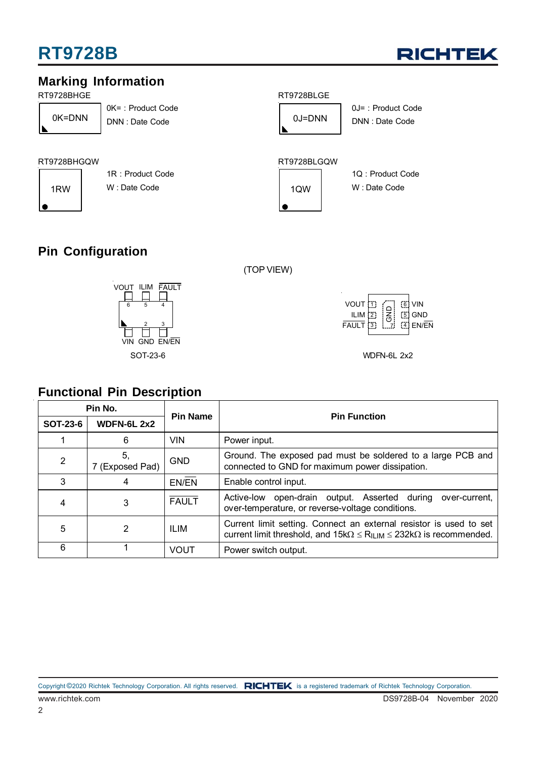## Marking Information

RT9728BHGE

0K=DNN

0K= : Product Code
DNN : Date Code

RT9728BLGE

0J=DNN

0J= : Product Code
DNN : Date Code

RT9728BHGQW

1RW

1R : Product Code
W : Date Code

RT9728BLGQW

1QW

1Q : Product Code
W : Date Code

## Pin Configuration

(TOP VIEW)

SOT-23-6: VOUT (6), ILIM (5), FAULT (4), VIN (1), GND (2), EN/EN (3)

WDFN-6L 2x2: VOUT (1), ILIM (2), FAULT (3), EN/EN (4), GND (5), VIN (6), GND (7)

## Functional Pin Description

| Pin No. | | Pin Name | Pin Function |
|---|---|---|---|
| SOT-23-6 | WDFN-6L 2x2 | | |
| 1 | 6 | VIN | Power input. |
| 2 | 5, 7 (Exposed Pad) | GND | Ground. The exposed pad must be soldered to a large PCB and connected to GND for maximum power dissipation. |
| 3 | 4 | EN/$\overline{EN}$ | Enable control input. |
| 4 | 3 | $\overline{FAULT}$ | Active-low open-drain output. Asserted during over-current, over-temperature, or reverse-voltage conditions. |
| 5 | 2 | ILIM | Current limit setting. Connect an external resistor is used to set current limit threshold, and $15k\Omega \leq R_{ILIM} \leq 232k\Omega$ is recommended. |
| 6 | 1 | VOUT | Power switch output. |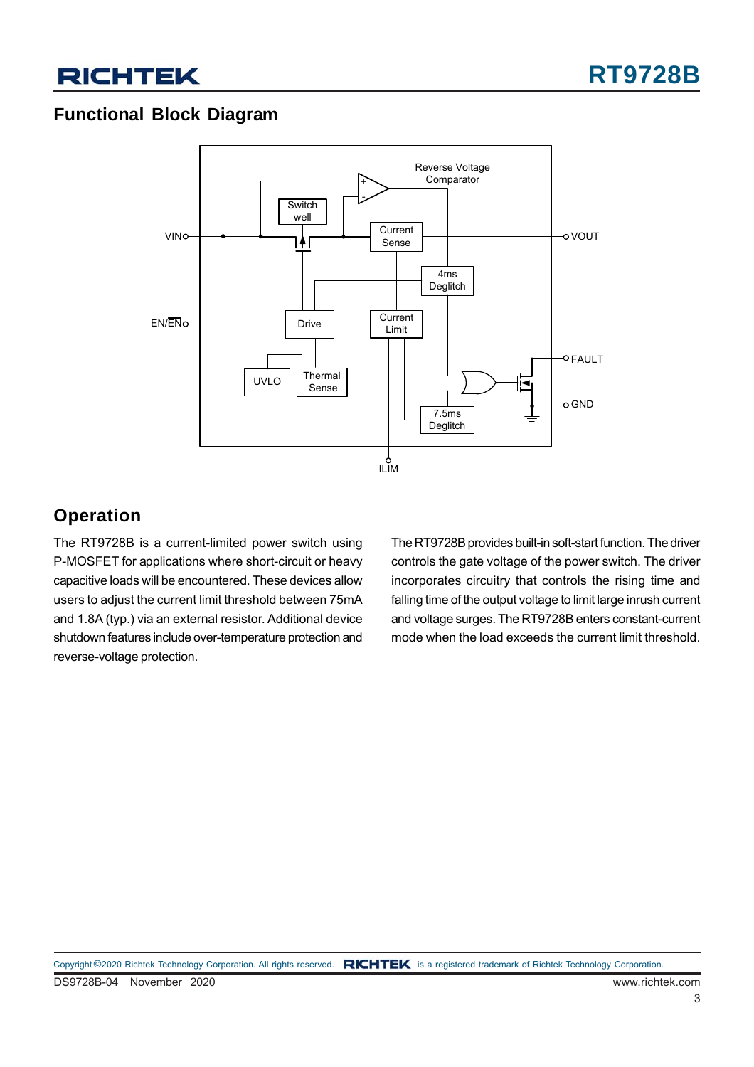## Functional Block Diagram

## Operation

The RT9728B is a current-limited power switch using P-MOSFET for applications where short-circuit or heavy capacitive loads will be encountered. These devices allow users to adjust the current limit threshold between 75mA and 1.8A (typ.) via an external resistor. Additional device shutdown features include over-temperature protection and reverse-voltage protection.

The RT9728B provides built-in soft-start function. The driver controls the gate voltage of the power switch. The driver incorporates circuitry that controls the rising time and falling time of the output voltage to limit large inrush current and voltage surges. The RT9728B enters constant-current mode when the load exceeds the current limit threshold.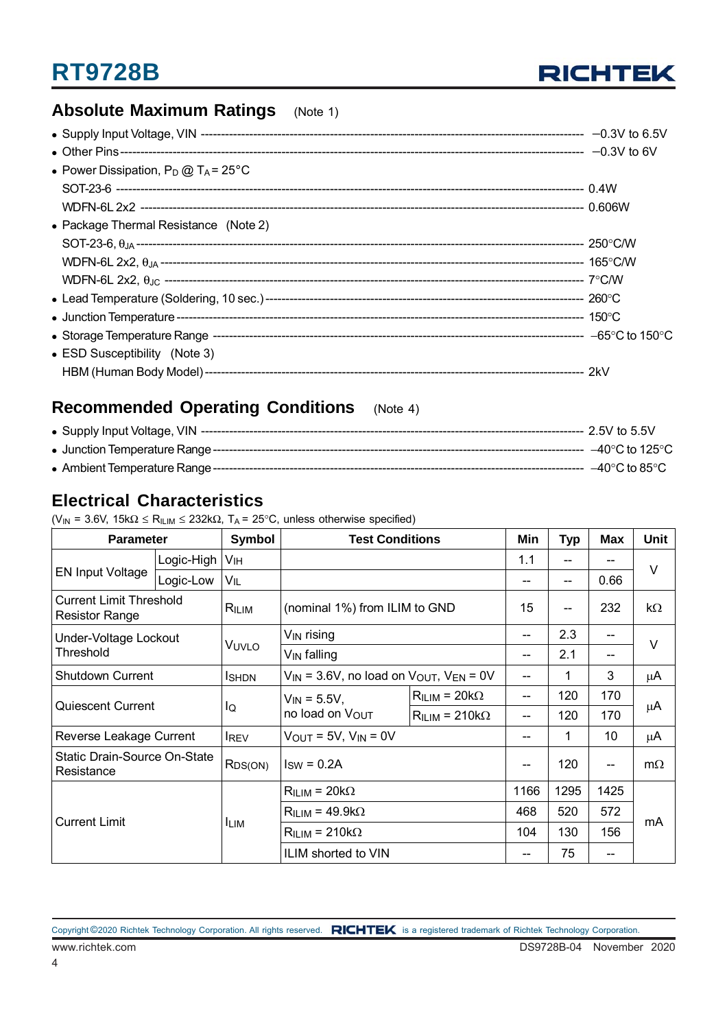## Absolute Maximum Ratings (Note 1)

- Supply Input Voltage, VIN ---------- −0.3V to 6.5V
- Other Pins ---------- −0.3V to 6V
- Power Dissipation, $P_D$ @ $T_A$ = 25°C
  - SOT-23-6 ---------- 0.4W
  - WDFN-6L 2x2 ---------- 0.606W
- Package Thermal Resistance (Note 2)
  - SOT-23-6, $\theta_{JA}$ ---------- 250°C/W
  - WDFN-6L 2x2, $\theta_{JA}$ ---------- 165°C/W
  - WDFN-6L 2x2, $\theta_{JC}$ ---------- 7°C/W
- Lead Temperature (Soldering, 10 sec.) ---------- 260°C
- Junction Temperature ---------- 150°C
- Storage Temperature Range ---------- −65°C to 150°C
- ESD Susceptibility (Note 3)
  - HBM (Human Body Model) ---------- 2kV

## Recommended Operating Conditions (Note 4)

- Supply Input Voltage, VIN ---------- 2.5V to 5.5V
- Junction Temperature Range ---------- −40°C to 125°C
- Ambient Temperature Range ---------- −40°C to 85°C

## Electrical Characteristics

($V_{IN}$ = 3.6V, 15kΩ ≤ $R_{ILIM}$ ≤ 232kΩ, $T_A$ = 25°C, unless otherwise specified)

| Parameter | | Symbol | Test Conditions | | Min | Typ | Max | Unit |
|---|---|---|---|---|---|---|---|---|
| EN Input Voltage | Logic-High | $V_{IH}$ | | | 1.1 | -- | -- | V |
| | Logic-Low | $V_{IL}$ | | | -- | -- | 0.66 | |
| Current Limit Threshold Resistor Range | | $R_{ILIM}$ | (nominal 1%) from ILIM to GND | | 15 | -- | 232 | kΩ |
| Under-Voltage Lockout Threshold | | $V_{UVLO}$ | $V_{IN}$ rising | | -- | 2.3 | -- | V |
| | | | $V_{IN}$ falling | | -- | 2.1 | -- | |
| Shutdown Current | | $I_{SHDN}$ | $V_{IN}$ = 3.6V, no load on $V_{OUT}$, $V_{EN}$ = 0V | | -- | 1 | 3 | μA |
| Quiescent Current | | $I_Q$ | $V_{IN}$ = 5.5V, no load on $V_{OUT}$ | $R_{ILIM}$ = 20kΩ | -- | 120 | 170 | μA |
| | | | | $R_{ILIM}$ = 210kΩ | -- | 120 | 170 | |
| Reverse Leakage Current | | $I_{REV}$ | $V_{OUT}$ = 5V, $V_{IN}$ = 0V | | -- | 1 | 10 | μA |
| Static Drain-Source On-State Resistance | | $R_{DS(ON)}$ | $I_{SW}$ = 0.2A | | -- | 120 | -- | mΩ |
| Current Limit | | $I_{LIM}$ | $R_{ILIM}$ = 20kΩ | | 1166 | 1295 | 1425 | mA |
| | | | $R_{ILIM}$ = 49.9kΩ | | 468 | 520 | 572 | |
| | | | $R_{ILIM}$ = 210kΩ | | 104 | 130 | 156 | |
| | | | ILIM shorted to VIN | | -- | 75 | -- | |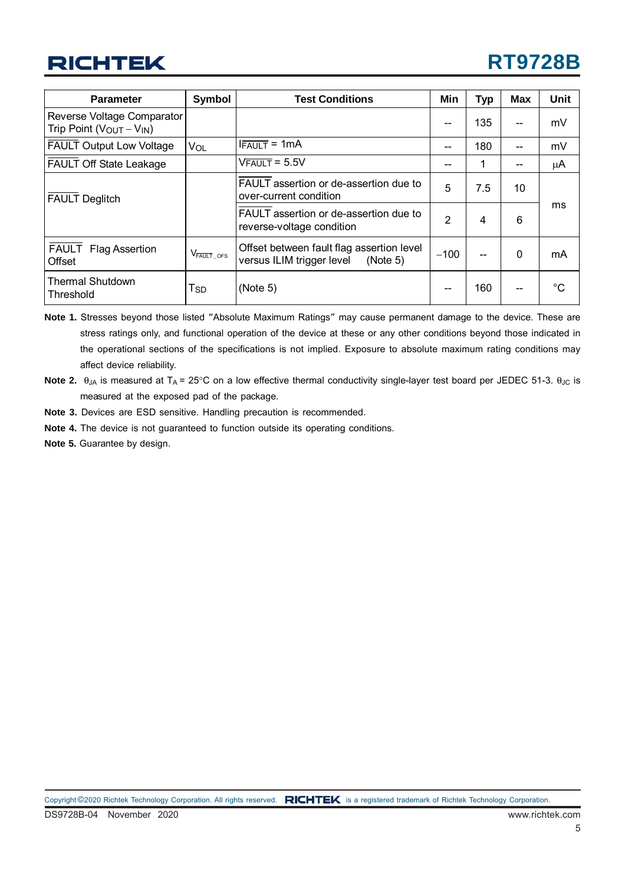| Parameter | Symbol | Test Conditions | Min | Typ | Max | Unit |
|---|---|---|---|---|---|---|
| Reverse Voltage Comparator Trip Point ($V_{OUT} - V_{IN}$) | | | -- | 135 | -- | mV |
| $\overline{FAULT}$ Output Low Voltage | $V_{OL}$ | $I_{\overline{FAULT}}$ = 1mA | -- | 180 | -- | mV |
| $\overline{FAULT}$ Off State Leakage | | $V_{\overline{FAULT}}$ = 5.5V | -- | 1 | -- | μA |
| $\overline{FAULT}$ Deglitch | | $\overline{FAULT}$ assertion or de-assertion due to over-current condition | 5 | 7.5 | 10 | ms |
| | | $\overline{FAULT}$ assertion or de-assertion due to reverse-voltage condition | 2 | 4 | 6 | |
| $\overline{FAULT}$ Flag Assertion Offset | $V_{\overline{FAULT}\_OFS}$ | Offset between fault flag assertion level versus ILIM trigger level (Note 5) | −100 | -- | 0 | mA |
| Thermal Shutdown Threshold | $T_{SD}$ | (Note 5) | -- | 160 | -- | °C |

**Note 1.** Stresses beyond those listed "Absolute Maximum Ratings" may cause permanent damage to the device. These are stress ratings only, and functional operation of the device at these or any other conditions beyond those indicated in the operational sections of the specifications is not implied. Exposure to absolute maximum rating conditions may affect device reliability.

**Note 2.** $\theta_{JA}$ is measured at $T_A$ = 25°C on a low effective thermal conductivity single-layer test board per JEDEC 51-3. $\theta_{JC}$ is measured at the exposed pad of the package.

**Note 3.** Devices are ESD sensitive. Handling precaution is recommended.

**Note 4.** The device is not guaranteed to function outside its operating conditions.

**Note 5.** Guarantee by design.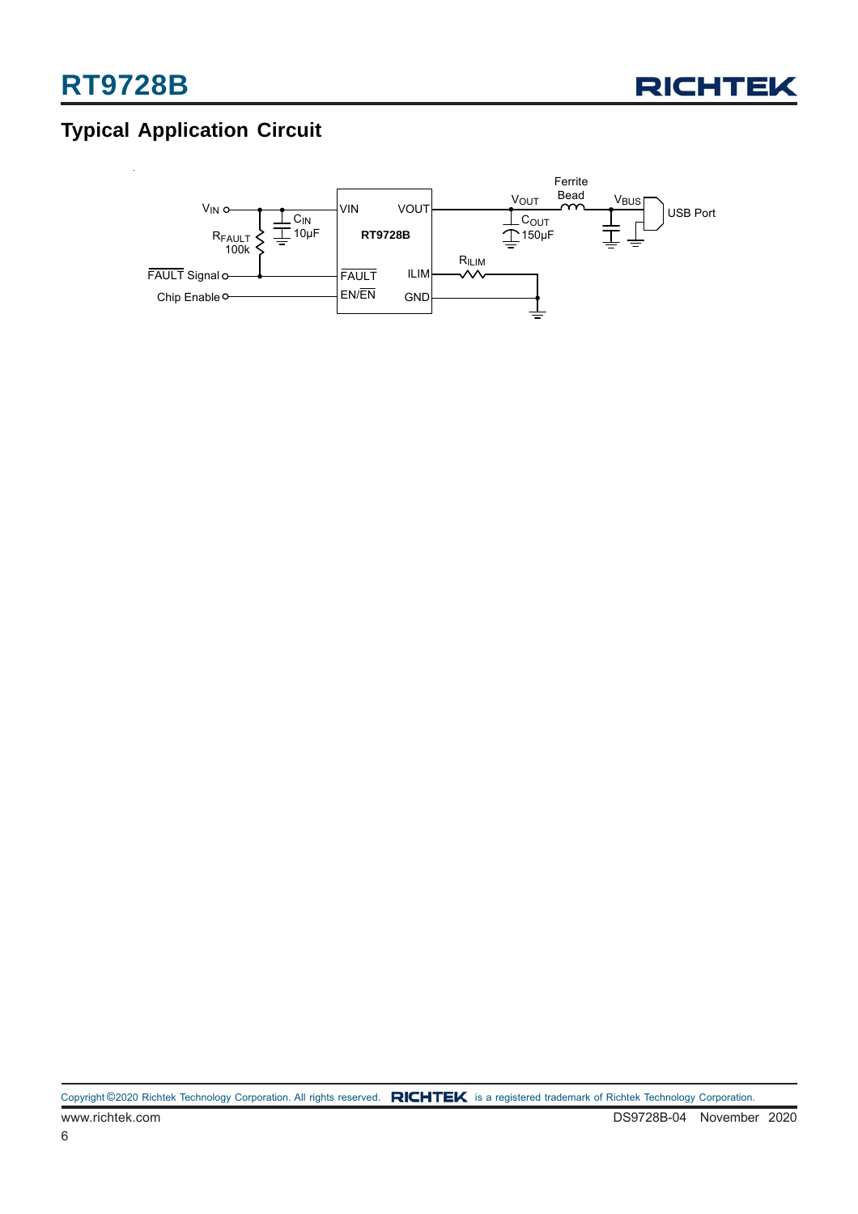## Typical Application Circuit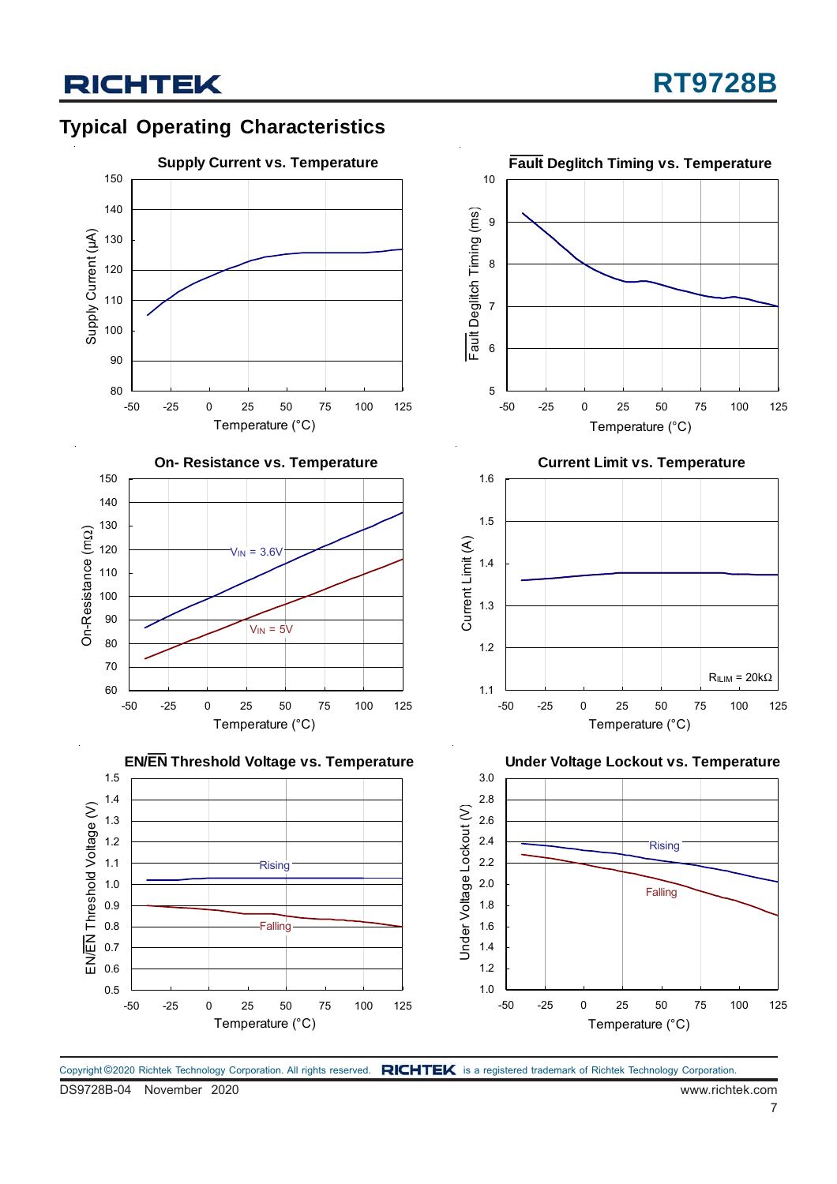## Typical Operating Characteristics

**Supply Current vs. Temperature**

Supply Current (μA) vs. Temperature (°C)

**Fault Deglitch Timing vs. Temperature**

Fault Deglitch Timing (ms) vs. Temperature (°C)

**On- Resistance vs. Temperature**

On-Resistance (mΩ) vs. Temperature (°C)

$V_{IN}$ = 3.6V

$V_{IN}$ = 5V

**Current Limit vs. Temperature**

Current Limit (A) vs. Temperature (°C)

$R_{ILIM}$ = 20kΩ

**EN/EN Threshold Voltage vs. Temperature**

EN/EN Threshold Voltage (V) vs. Temperature (°C)

Rising

Falling

**Under Voltage Lockout vs. Temperature**

Under Voltage Lockout (V) vs. Temperature (°C)

Rising

Falling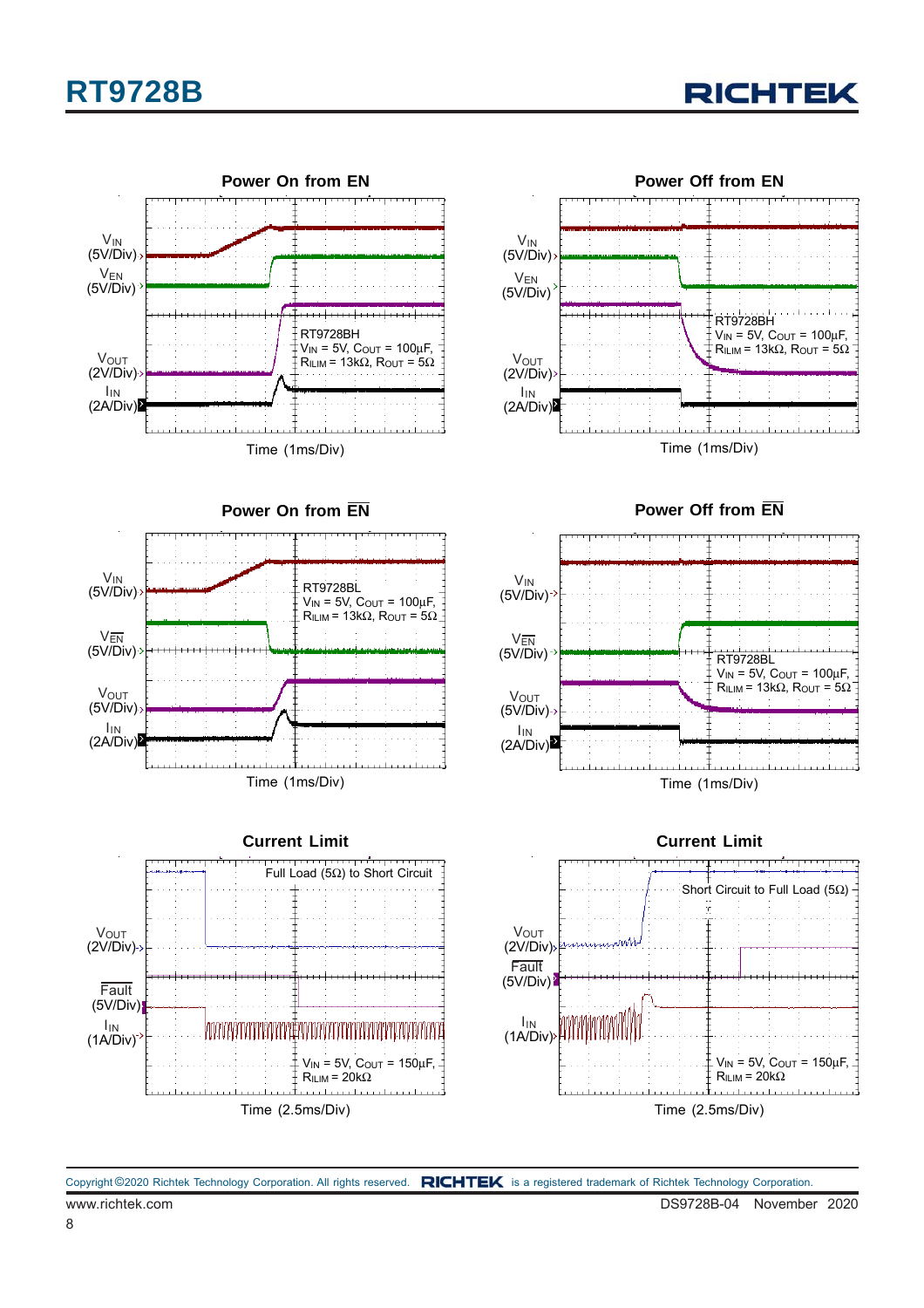**Power On from EN**

$V_{IN}$ (5V/Div)
$V_{EN}$ (5V/Div)
$V_{OUT}$ (2V/Div)
$I_{IN}$ (2A/Div)

RT9728BH
$V_{IN}$ = 5V, $C_{OUT}$ = 100μF, $R_{ILIM}$ = 13kΩ, $R_{OUT}$ = 5Ω

Time (1ms/Div)

**Power Off from EN**

$V_{IN}$ (5V/Div)
$V_{EN}$ (5V/Div)
$V_{OUT}$ (2V/Div)
$I_{IN}$ (2A/Div)

RT9728BH
$V_{IN}$ = 5V, $C_{OUT}$ = 100μF, $R_{ILIM}$ = 13kΩ, $R_{OUT}$ = 5Ω

Time (1ms/Div)

**Power On from $\overline{EN}$**

$V_{IN}$ (5V/Div)
$V_{\overline{EN}}$ (5V/Div)
$V_{OUT}$ (5V/Div)
$I_{IN}$ (2A/Div)

RT9728BL
$V_{IN}$ = 5V, $C_{OUT}$ = 100μF, $R_{ILIM}$ = 13kΩ, $R_{OUT}$ = 5Ω

Time (1ms/Div)

**Power Off from $\overline{EN}$**

$V_{IN}$ (5V/Div)
$V_{\overline{EN}}$ (5V/Div)
$V_{OUT}$ (5V/Div)
$I_{IN}$ (2A/Div)

RT9728BL
$V_{IN}$ = 5V, $C_{OUT}$ = 100μF, $R_{ILIM}$ = 13kΩ, $R_{OUT}$ = 5Ω

Time (1ms/Div)

**Current Limit**

Full Load (5Ω) to Short Circuit

$V_{OUT}$ (2V/Div)
$\overline{Fault}$ (5V/Div)
$I_{IN}$ (1A/Div)

$V_{IN}$ = 5V, $C_{OUT}$ = 150μF, $R_{ILIM}$ = 20kΩ

Time (2.5ms/Div)

**Current Limit**

Short Circuit to Full Load (5Ω)

$V_{OUT}$ (2V/Div)
$\overline{Fault}$ (5V/Div)
$I_{IN}$ (1A/Div)

$V_{IN}$ = 5V, $C_{OUT}$ = 150μF, $R_{ILIM}$ = 20kΩ

Time (2.5ms/Div)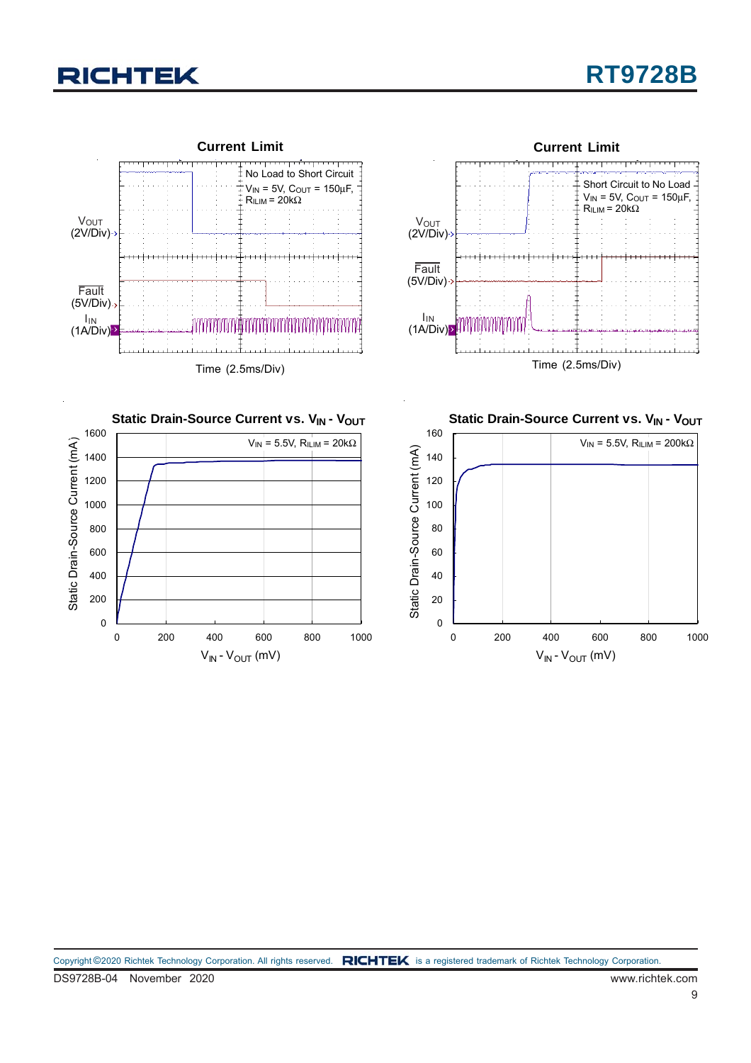**Current Limit**

No Load to Short Circuit
$V_{IN}$ = 5V, $C_{OUT}$ = 150μF, $R_{ILIM}$ = 20kΩ

$V_{OUT}$ (2V/Div)

$\overline{Fault}$ (5V/Div)

$I_{IN}$ (1A/Div)

Time (2.5ms/Div)

**Current Limit**

Short Circuit to No Load
$V_{IN}$ = 5V, $C_{OUT}$ = 150μF, $R_{ILIM}$ = 20kΩ

$V_{OUT}$ (2V/Div)

$\overline{Fault}$ (5V/Div)

$I_{IN}$ (1A/Div)

Time (2.5ms/Div)

**Static Drain-Source Current vs. $V_{IN}$ - $V_{OUT}$**

$V_{IN}$ = 5.5V, $R_{ILIM}$ = 20kΩ

Static Drain-Source Current (mA)

$V_{IN}$ - $V_{OUT}$ (mV)

**Static Drain-Source Current vs. $V_{IN}$ - $V_{OUT}$**

$V_{IN}$ = 5.5V, $R_{ILIM}$ = 200kΩ

Static Drain-Source Current (mA)

$V_{IN}$ - $V_{OUT}$ (mV)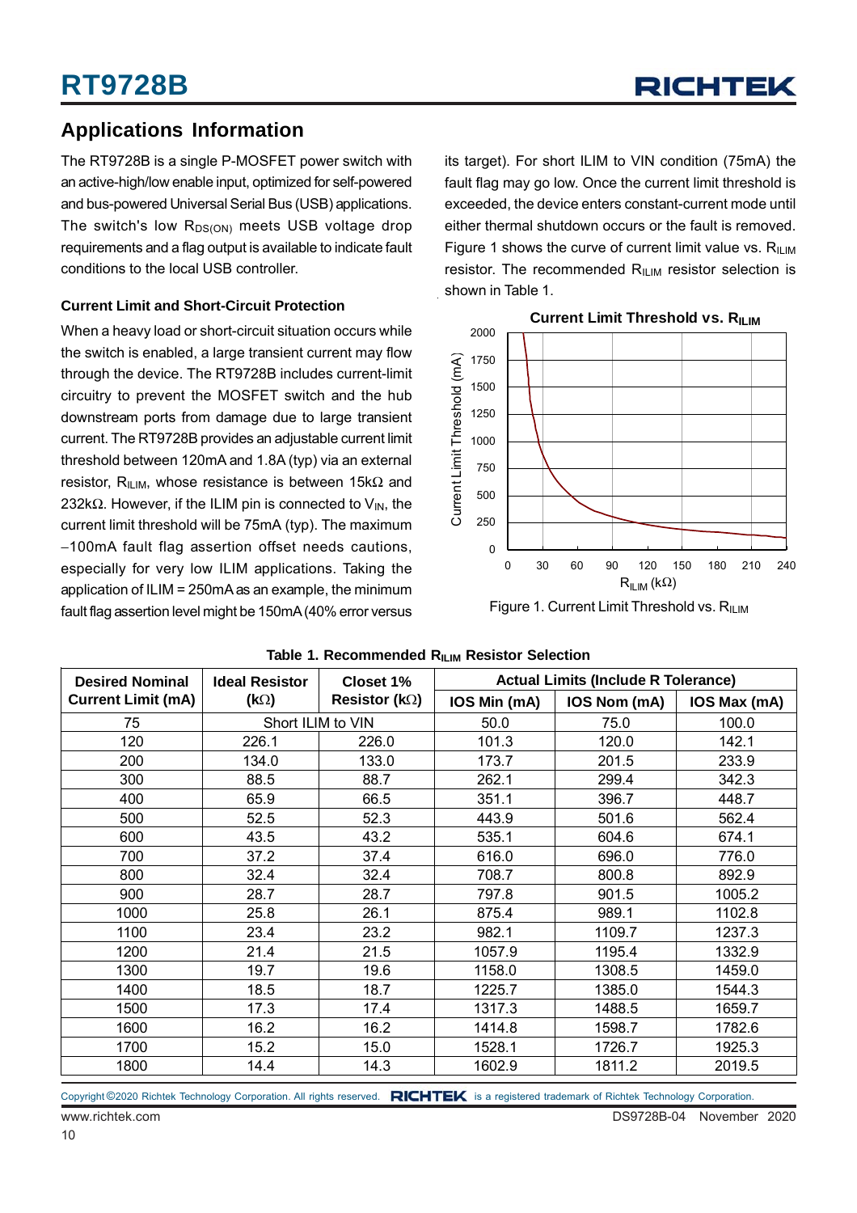## Applications Information

The RT9728B is a single P-MOSFET power switch with an active-high/low enable input, optimized for self-powered and bus-powered Universal Serial Bus (USB) applications. The switch's low $R_{DS(ON)}$ meets USB voltage drop requirements and a flag output is available to indicate fault conditions to the local USB controller.

### Current Limit and Short-Circuit Protection

When a heavy load or short-circuit situation occurs while the switch is enabled, a large transient current may flow through the device. The RT9728B includes current-limit circuitry to prevent the MOSFET switch and the hub downstream ports from damage due to large transient current. The RT9728B provides an adjustable current limit threshold between 120mA and 1.8A (typ) via an external resistor, $R_{ILIM}$, whose resistance is between 15kΩ and 232kΩ. However, if the ILIM pin is connected to $V_{IN}$, the current limit threshold will be 75mA (typ). The maximum −100mA fault flag assertion offset needs cautions, especially for very low ILIM applications. Taking the application of ILIM = 250mA as an example, the minimum fault flag assertion level might be 150mA (40% error versus its target). For short ILIM to VIN condition (75mA) the fault flag may go low. Once the current limit threshold is exceeded, the device enters constant-current mode until either thermal shutdown occurs or the fault is removed. Figure 1 shows the curve of current limit value vs. $R_{ILIM}$ resistor. The recommended $R_{ILIM}$ resistor selection is shown in Table 1.

Figure 1. Current Limit Threshold vs. $R_{ILIM}$

**Table 1. Recommended $R_{ILIM}$ Resistor Selection**

| Desired Nominal Current Limit (mA) | Ideal Resistor (kΩ) | Closet 1% Resistor (kΩ) | Actual Limits (Include R Tolerance) | | |
|---|---|---|---|---|---|
| | | | IOS Min (mA) | IOS Nom (mA) | IOS Max (mA) |
| 75 | Short ILIM to VIN | | 50.0 | 75.0 | 100.0 |
| 120 | 226.1 | 226.0 | 101.3 | 120.0 | 142.1 |
| 200 | 134.0 | 133.0 | 173.7 | 201.5 | 233.9 |
| 300 | 88.5 | 88.7 | 262.1 | 299.4 | 342.3 |
| 400 | 65.9 | 66.5 | 351.1 | 396.7 | 448.7 |
| 500 | 52.5 | 52.3 | 443.9 | 501.6 | 562.4 |
| 600 | 43.5 | 43.2 | 535.1 | 604.6 | 674.1 |
| 700 | 37.2 | 37.4 | 616.0 | 696.0 | 776.0 |
| 800 | 32.4 | 32.4 | 708.7 | 800.8 | 892.9 |
| 900 | 28.7 | 28.7 | 797.8 | 901.5 | 1005.2 |
| 1000 | 25.8 | 26.1 | 875.4 | 989.1 | 1102.8 |
| 1100 | 23.4 | 23.2 | 982.1 | 1109.7 | 1237.3 |
| 1200 | 21.4 | 21.5 | 1057.9 | 1195.4 | 1332.9 |
| 1300 | 19.7 | 19.6 | 1158.0 | 1308.5 | 1459.0 |
| 1400 | 18.5 | 18.7 | 1225.7 | 1385.0 | 1544.3 |
| 1500 | 17.3 | 17.4 | 1317.3 | 1488.5 | 1659.7 |
| 1600 | 16.2 | 16.2 | 1414.8 | 1598.7 | 1782.6 |
| 1700 | 15.2 | 15.0 | 1528.1 | 1726.7 | 1925.3 |
| 1800 | 14.4 | 14.3 | 1602.9 | 1811.2 | 2019.5 |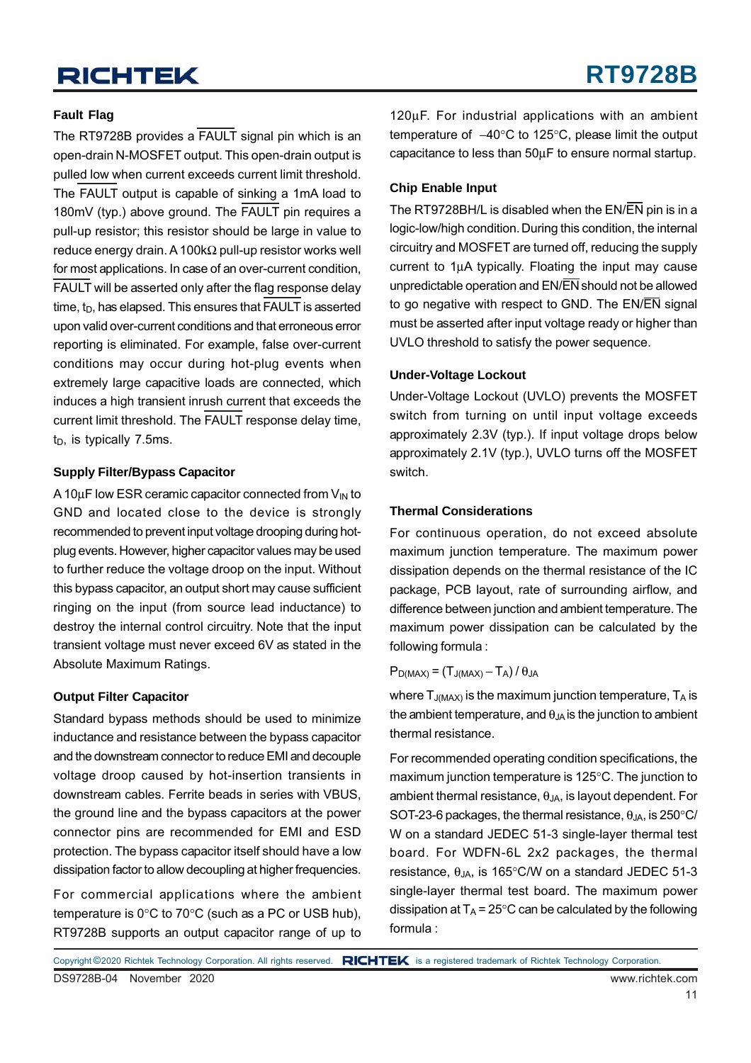### Fault Flag

The RT9728B provides a $\overline{\text{FAULT}}$ signal pin which is an open-drain N-MOSFET output. This open-drain output is pulled low when current exceeds current limit threshold. The $\overline{\text{FAULT}}$ output is capable of sinking a 1mA load to 180mV (typ.) above ground. The $\overline{\text{FAULT}}$ pin requires a pull-up resistor; this resistor should be large in value to reduce energy drain. A 100kΩ pull-up resistor works well for most applications. In case of an over-current condition, $\overline{\text{FAULT}}$ will be asserted only after the flag response delay time, $t_D$, has elapsed. This ensures that $\overline{\text{FAULT}}$ is asserted upon valid over-current conditions and that erroneous error reporting is eliminated. For example, false over-current conditions may occur during hot-plug events when extremely large capacitive loads are connected, which induces a high transient inrush current that exceeds the current limit threshold. The $\overline{\text{FAULT}}$ response delay time, $t_D$, is typically 7.5ms.

### Supply Filter/Bypass Capacitor

A 10μF low ESR ceramic capacitor connected from $V_{IN}$ to GND and located close to the device is strongly recommended to prevent input voltage drooping during hot-plug events. However, higher capacitor values may be used to further reduce the voltage droop on the input. Without this bypass capacitor, an output short may cause sufficient ringing on the input (from source lead inductance) to destroy the internal control circuitry. Note that the input transient voltage must never exceed 6V as stated in the Absolute Maximum Ratings.

### Output Filter Capacitor

Standard bypass methods should be used to minimize inductance and resistance between the bypass capacitor and the downstream connector to reduce EMI and decouple voltage droop caused by hot-insertion transients in downstream cables. Ferrite beads in series with VBUS, the ground line and the bypass capacitors at the power connector pins are recommended for EMI and ESD protection. The bypass capacitor itself should have a low dissipation factor to allow decoupling at higher frequencies.

For commercial applications where the ambient temperature is 0°C to 70°C (such as a PC or USB hub), RT9728B supports an output capacitor range of up to 120μF. For industrial applications with an ambient temperature of −40°C to 125°C, please limit the output capacitance to less than 50μF to ensure normal startup.

### Chip Enable Input

The RT9728BH/L is disabled when the EN/$\overline{\text{EN}}$ pin is in a logic-low/high condition. During this condition, the internal circuitry and MOSFET are turned off, reducing the supply current to 1μA typically. Floating the input may cause unpredictable operation and EN/$\overline{\text{EN}}$ should not be allowed to go negative with respect to GND. The EN/$\overline{\text{EN}}$ signal must be asserted after input voltage ready or higher than UVLO threshold to satisfy the power sequence.

### Under-Voltage Lockout

Under-Voltage Lockout (UVLO) prevents the MOSFET switch from turning on until input voltage exceeds approximately 2.3V (typ.). If input voltage drops below approximately 2.1V (typ.), UVLO turns off the MOSFET switch.

### Thermal Considerations

For continuous operation, do not exceed absolute maximum junction temperature. The maximum power dissipation depends on the thermal resistance of the IC package, PCB layout, rate of surrounding airflow, and difference between junction and ambient temperature. The maximum power dissipation can be calculated by the following formula :

$$P_{D(MAX)} = (T_{J(MAX)} - T_A) / \theta_{JA}$$

where $T_{J(MAX)}$ is the maximum junction temperature, $T_A$ is the ambient temperature, and $\theta_{JA}$ is the junction to ambient thermal resistance.

For recommended operating condition specifications, the maximum junction temperature is 125°C. The junction to ambient thermal resistance, $\theta_{JA}$, is layout dependent. For SOT-23-6 packages, the thermal resistance, $\theta_{JA}$, is 250°C/W on a standard JEDEC 51-3 single-layer thermal test board. For WDFN-6L 2x2 packages, the thermal resistance, $\theta_{JA}$, is 165°C/W on a standard JEDEC 51-3 single-layer thermal test board. The maximum power dissipation at $T_A$ = 25°C can be calculated by the following formula :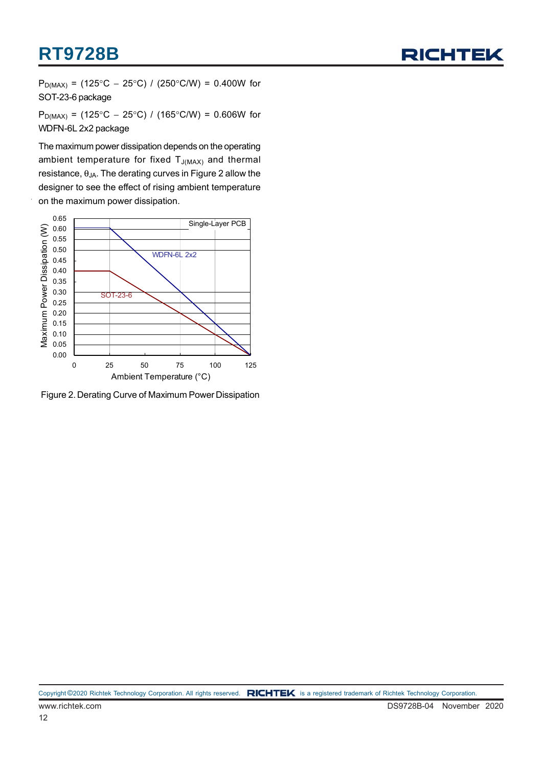$P_{D(MAX)}$ = (125°C − 25°C) / (250°C/W) = 0.400W for SOT-23-6 package

$P_{D(MAX)}$ = (125°C − 25°C) / (165°C/W) = 0.606W for WDFN-6L 2x2 package

The maximum power dissipation depends on the operating ambient temperature for fixed $T_{J(MAX)}$ and thermal resistance, $\theta_{JA}$. The derating curves in Figure 2 allow the designer to see the effect of rising ambient temperature on the maximum power dissipation.

Figure 2. Derating Curve of Maximum Power Dissipation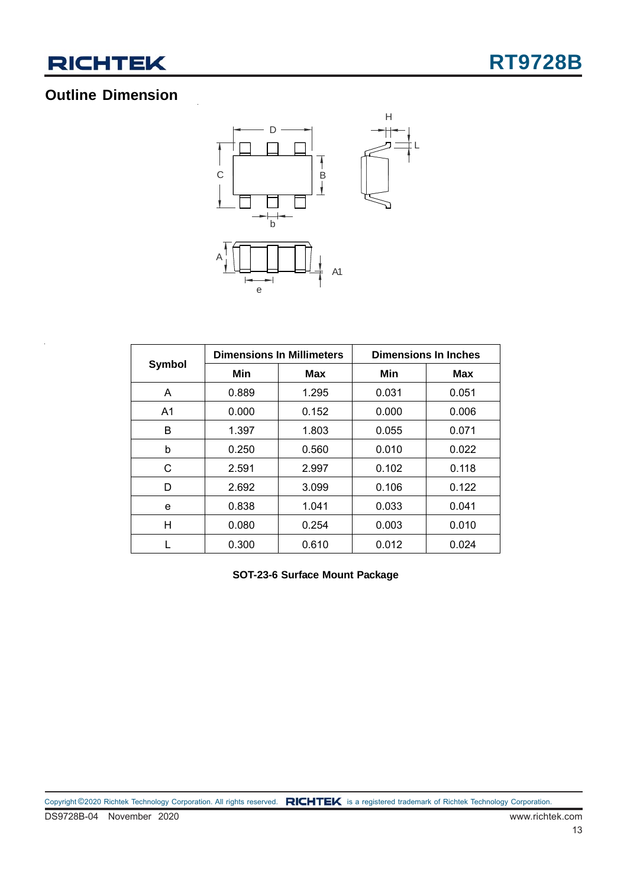## Outline Dimension

| Symbol | Dimensions In Millimeters | | Dimensions In Inches | |
|---|---|---|---|---|
| | Min | Max | Min | Max |
| A | 0.889 | 1.295 | 0.031 | 0.051 |
| A1 | 0.000 | 0.152 | 0.000 | 0.006 |
| B | 1.397 | 1.803 | 0.055 | 0.071 |
| b | 0.250 | 0.560 | 0.010 | 0.022 |
| C | 2.591 | 2.997 | 0.102 | 0.118 |
| D | 2.692 | 3.099 | 0.106 | 0.122 |
| e | 0.838 | 1.041 | 0.033 | 0.041 |
| H | 0.080 | 0.254 | 0.003 | 0.010 |
| L | 0.300 | 0.610 | 0.012 | 0.024 |

**SOT-23-6 Surface Mount Package**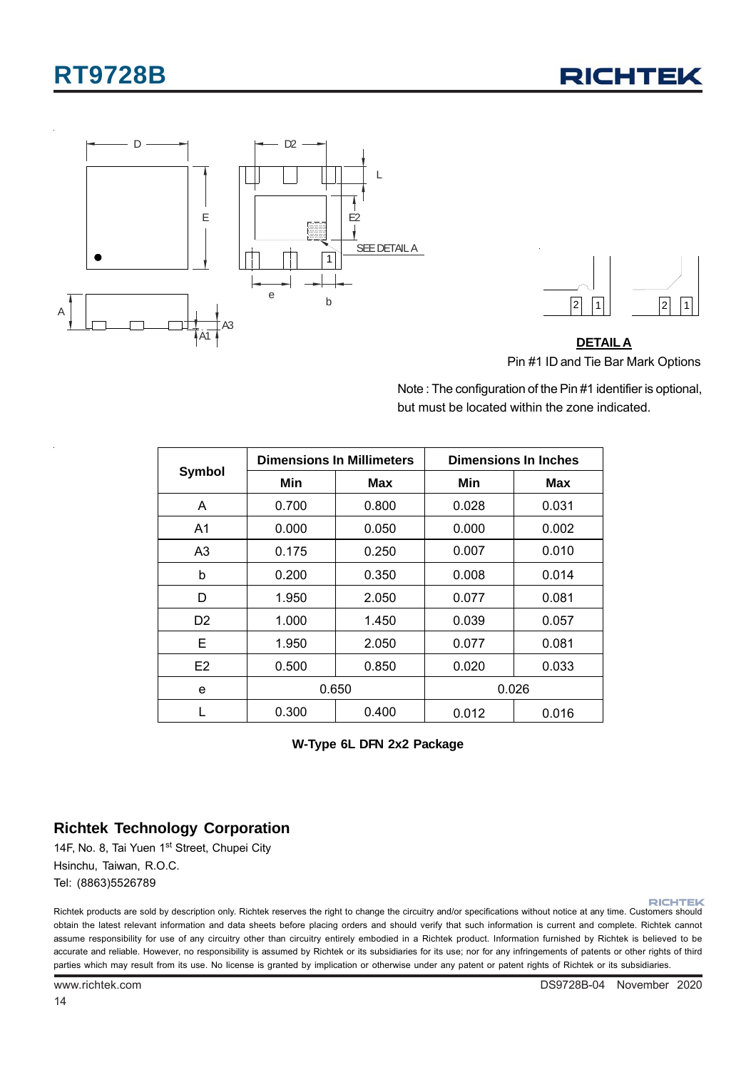DETAIL A

Pin #1 ID and Tie Bar Mark Options

Note : The configuration of the Pin #1 identifier is optional, but must be located within the zone indicated.

| Symbol | Dimensions In Millimeters | | Dimensions In Inches | |
|---|---|---|---|---|
| | Min | Max | Min | Max |
| A | 0.700 | 0.800 | 0.028 | 0.031 |
| A1 | 0.000 | 0.050 | 0.000 | 0.002 |
| A3 | 0.175 | 0.250 | 0.007 | 0.010 |
| b | 0.200 | 0.350 | 0.008 | 0.014 |
| D | 1.950 | 2.050 | 0.077 | 0.081 |
| D2 | 1.000 | 1.450 | 0.039 | 0.057 |
| E | 1.950 | 2.050 | 0.077 | 0.081 |
| E2 | 0.500 | 0.850 | 0.020 | 0.033 |
| e | 0.650 | | 0.026 | |
| L | 0.300 | 0.400 | 0.012 | 0.016 |

**W-Type 6L DFN 2x2 Package**

## Richtek Technology Corporation

14F, No. 8, Tai Yuen 1st Street, Chupei City
Hsinchu, Taiwan, R.O.C.
Tel: (8863)5526789

Richtek products are sold by description only. Richtek reserves the right to change the circuitry and/or specifications without notice at any time. Customers should obtain the latest relevant information and data sheets before placing orders and should verify that such information is current and complete. Richtek cannot assume responsibility for use of any circuitry other than circuitry entirely embodied in a Richtek product. Information furnished by Richtek is believed to be accurate and reliable. However, no responsibility is assumed by Richtek or its subsidiaries for its use; nor for any infringements of patents or other rights of third parties which may result from its use. No license is granted by implication or otherwise under any patent or patent rights of Richtek or its subsidiaries.